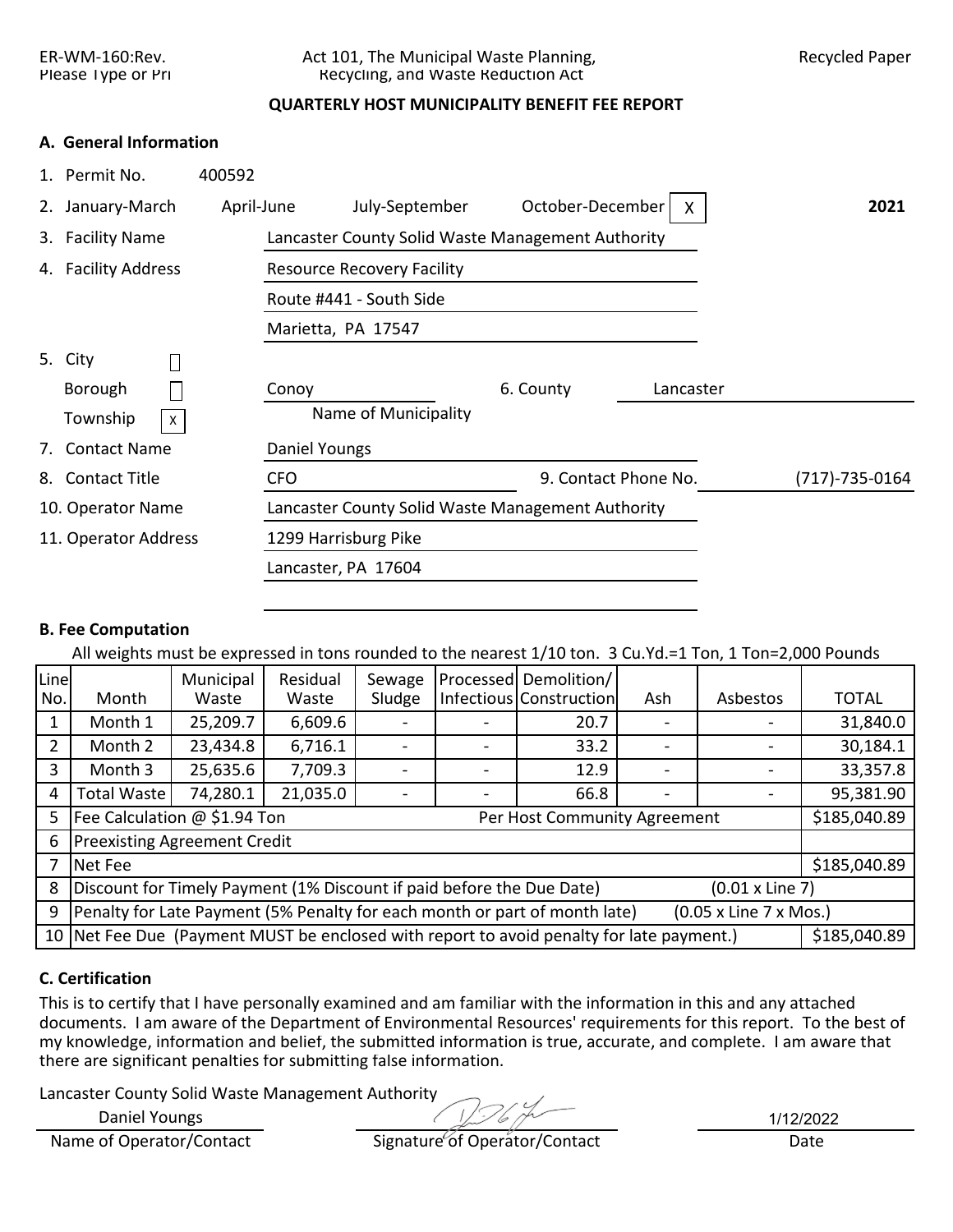ER-WM-160:Rev.
Please Type or Pri

Act 101, The Municipal Waste Planning, Recycling, and Waste Reduction Act

Recycled Paper

**QUARTERLY HOST MUNICIPALITY BENEFIT FEE REPORT**

**A. General Information**

1. Permit No. 400592
2. January-March | April-June | July-September | October-December [X] **2021**
3. Facility Name: Lancaster County Solid Waste Management Authority
4. Facility Address: Resource Recovery Facility
   Route #441 - South Side
   Marietta, PA 17547
5. City [ ]
   Borough [ ]
   Township [X]
   Name of Municipality: Conoy
6. County: Lancaster
7. Contact Name: Daniel Youngs
8. Contact Title: CFO
9. Contact Phone No.: (717)-735-0164
10. Operator Name: Lancaster County Solid Waste Management Authority
11. Operator Address: 1299 Harrisburg Pike
    Lancaster, PA 17604

**B. Fee Computation**

All weights must be expressed in tons rounded to the nearest 1/10 ton. 3 Cu.Yd.=1 Ton, 1 Ton=2,000 Pounds

| Line No. | Month | Municipal Waste | Residual Waste | Sewage Sludge | Processed Infectious | Demolition/ Construction | Ash | Asbestos | TOTAL |
|---|---|---|---|---|---|---|---|---|---|
| 1 | Month 1 | 25,209.7 | 6,609.6 | - | - | 20.7 | - | - | 31,840.0 |
| 2 | Month 2 | 23,434.8 | 6,716.1 | - | - | 33.2 | - | - | 30,184.1 |
| 3 | Month 3 | 25,635.6 | 7,709.3 | - | - | 12.9 | - | - | 33,357.8 |
| 4 | Total Waste | 74,280.1 | 21,035.0 | - | - | 66.8 | - | - | 95,381.90 |
| 5 | Fee Calculation @ $1.94 Ton | | | | Per Host Community Agreement | | | | $185,040.89 |
| 6 | Preexisting Agreement Credit | | | | | | | | |
| 7 | Net Fee | | | | | | | | $185,040.89 |
| 8 | Discount for Timely Payment (1% Discount if paid before the Due Date) | | | | | | (0.01 x Line 7) | | |
| 9 | Penalty for Late Payment (5% Penalty for each month or part of month late) | | | | | | (0.05 x Line 7 x Mos.) | | |
| 10 | Net Fee Due (Payment MUST be enclosed with report to avoid penalty for late payment.) | | | | | | | | $185,040.89 |

**C. Certification**

This is to certify that I have personally examined and am familiar with the information in this and any attached documents. I am aware of the Department of Environmental Resources' requirements for this report. To the best of my knowledge, information and belief, the submitted information is true, accurate, and complete. I am aware that there are significant penalties for submitting false information.

Lancaster County Solid Waste Management Authority

Daniel Youngs
Name of Operator/Contact

Signature of Operator/Contact

1/12/2022
Date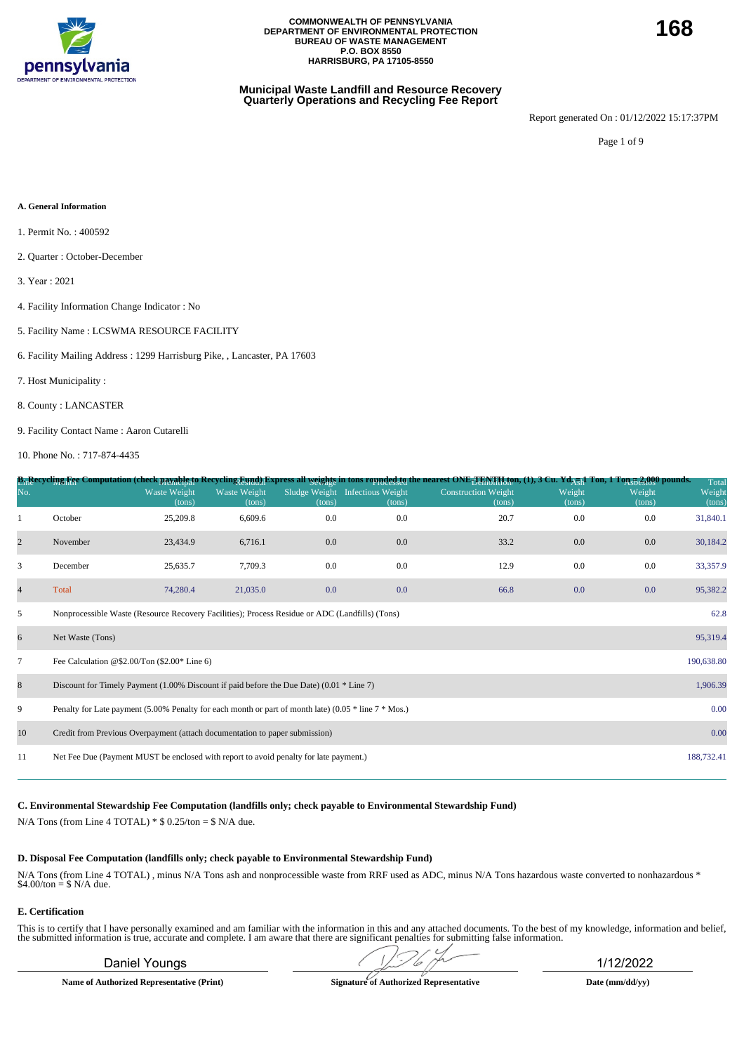COMMONWEALTH OF PENNSYLVANIA
DEPARTMENT OF ENVIRONMENTAL PROTECTION
BUREAU OF WASTE MANAGEMENT
P.O. BOX 8550
HARRISBURG, PA 17105-8550

168

## Municipal Waste Landfill and Resource Recovery Quarterly Operations and Recycling Fee Report

Report generated On : 01/12/2022 15:17:37PM

**A. General Information**

1. Permit No. : 400592
2. Quarter : October-December
3. Year : 2021
4. Facility Information Change Indicator : No
5. Facility Name : LCSWMA RESOURCE FACILITY
6. Facility Mailing Address : 1299 Harrisburg Pike, , Lancaster, PA 17603
7. Host Municipality :
8. County : LANCASTER
9. Facility Contact Name : Aaron Cutarelli
10. Phone No. : 717-874-4435

**B. Recycling Fee Computation (check payable to Recycling Fund) Express all weights in tons rounded to the nearest ONE-TENTH ton, (1), 3 Cu. Yd. = 1 Ton, 1 Ton = 2,000 pounds.**

| Line No. | Month | Municipal Waste Weight (tons) | Residual Waste Weight (tons) | Sewage Sludge Weight (tons) | Processed Infectious Weight (tons) | Demolition Construction Weight (tons) | Ash Weight (tons) | Asbestos Weight (tons) | Total Weight (tons) |
|---|---|---|---|---|---|---|---|---|---|
| 1 | October | 25,209.8 | 6,609.6 | 0.0 | 0.0 | 20.7 | 0.0 | 0.0 | 31,840.1 |
| 2 | November | 23,434.9 | 6,716.1 | 0.0 | 0.0 | 33.2 | 0.0 | 0.0 | 30,184.2 |
| 3 | December | 25,635.7 | 7,709.3 | 0.0 | 0.0 | 12.9 | 0.0 | 0.0 | 33,357.9 |
| 4 | Total | 74,280.4 | 21,035.0 | 0.0 | 0.0 | 66.8 | 0.0 | 0.0 | 95,382.2 |
| 5 | Nonprocessible Waste (Resource Recovery Facilities); Process Residue or ADC (Landfills) (Tons) | | | | | | | | 62.8 |
| 6 | Net Waste (Tons) | | | | | | | | 95,319.4 |
| 7 | Fee Calculation @$2.00/Ton ($2.00* Line 6) | | | | | | | | 190,638.80 |
| 8 | Discount for Timely Payment (1.00% Discount if paid before the Due Date) (0.01 * Line 7) | | | | | | | | 1,906.39 |
| 9 | Penalty for Late payment (5.00% Penalty for each month or part of month late) (0.05 * line 7 * Mos.) | | | | | | | | 0.00 |
| 10 | Credit from Previous Overpayment (attach documentation to paper submission) | | | | | | | | 0.00 |
| 11 | Net Fee Due (Payment MUST be enclosed with report to avoid penalty for late payment.) | | | | | | | | 188,732.41 |

**C. Environmental Stewardship Fee Computation (landfills only; check payable to Environmental Stewardship Fund)**

N/A Tons (from Line 4 TOTAL) * $ 0.25/ton = $ N/A due.

**D. Disposal Fee Computation (landfills only; check payable to Environmental Stewardship Fund)**

N/A Tons (from Line 4 TOTAL) , minus N/A Tons ash and nonprocessible waste from RRF used as ADC, minus N/A Tons hazardous waste converted to nonhazardous * $4.00/ton = $ N/A due.

**E. Certification**

This is to certify that I have personally examined and am familiar with the information in this and any attached documents. To the best of my knowledge, information and belief, the submitted information is true, accurate and complete. I am aware that there are significant penalties for submitting false information.

| Daniel Youngs | [signature] | 1/12/2022 |
|---|---|---|
| **Name of Authorized Representative (Print)** | **Signature of Authorized Representative** | **Date (mm/dd/yy)** |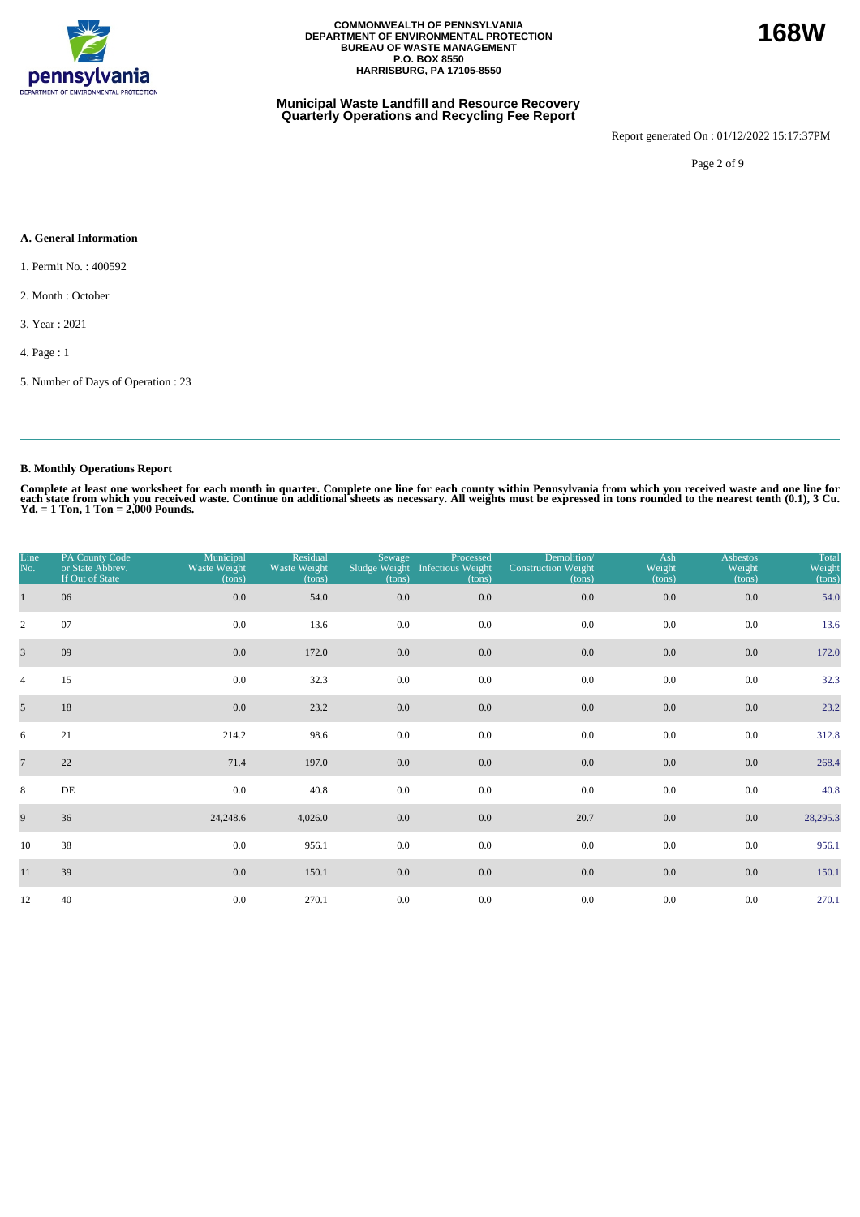COMMONWEALTH OF PENNSYLVANIA
DEPARTMENT OF ENVIRONMENTAL PROTECTION
BUREAU OF WASTE MANAGEMENT
P.O. BOX 8550
HARRISBURG, PA 17105-8550

**168W**

## Municipal Waste Landfill and Resource Recovery Quarterly Operations and Recycling Fee Report

Report generated On : 01/12/2022 15:17:37PM

### A. General Information

1. Permit No. : 400592

2. Month : October

3. Year : 2021

4. Page : 1

5. Number of Days of Operation : 23

### B. Monthly Operations Report

**Complete at least one worksheet for each month in quarter. Complete one line for each county within Pennsylvania from which you received waste and one line for each state from which you received waste. Continue on additional sheets as necessary. All weights must be expressed in tons rounded to the nearest tenth (0.1), 3 Cu. Yd. = 1 Ton, 1 Ton = 2,000 Pounds.**

| Line No. | PA County Code or State Abbrev. If Out of State | Municipal Waste Weight (tons) | Residual Waste Weight (tons) | Sewage Sludge Weight (tons) | Processed Infectious Weight (tons) | Demolition/ Construction Weight (tons) | Ash Weight (tons) | Asbestos Weight (tons) | Total Weight (tons) |
|---|---|---|---|---|---|---|---|---|---|
| 1 | 06 | 0.0 | 54.0 | 0.0 | 0.0 | 0.0 | 0.0 | 0.0 | 54.0 |
| 2 | 07 | 0.0 | 13.6 | 0.0 | 0.0 | 0.0 | 0.0 | 0.0 | 13.6 |
| 3 | 09 | 0.0 | 172.0 | 0.0 | 0.0 | 0.0 | 0.0 | 0.0 | 172.0 |
| 4 | 15 | 0.0 | 32.3 | 0.0 | 0.0 | 0.0 | 0.0 | 0.0 | 32.3 |
| 5 | 18 | 0.0 | 23.2 | 0.0 | 0.0 | 0.0 | 0.0 | 0.0 | 23.2 |
| 6 | 21 | 214.2 | 98.6 | 0.0 | 0.0 | 0.0 | 0.0 | 0.0 | 312.8 |
| 7 | 22 | 71.4 | 197.0 | 0.0 | 0.0 | 0.0 | 0.0 | 0.0 | 268.4 |
| 8 | DE | 0.0 | 40.8 | 0.0 | 0.0 | 0.0 | 0.0 | 0.0 | 40.8 |
| 9 | 36 | 24,248.6 | 4,026.0 | 0.0 | 0.0 | 20.7 | 0.0 | 0.0 | 28,295.3 |
| 10 | 38 | 0.0 | 956.1 | 0.0 | 0.0 | 0.0 | 0.0 | 0.0 | 956.1 |
| 11 | 39 | 0.0 | 150.1 | 0.0 | 0.0 | 0.0 | 0.0 | 0.0 | 150.1 |
| 12 | 40 | 0.0 | 270.1 | 0.0 | 0.0 | 0.0 | 0.0 | 0.0 | 270.1 |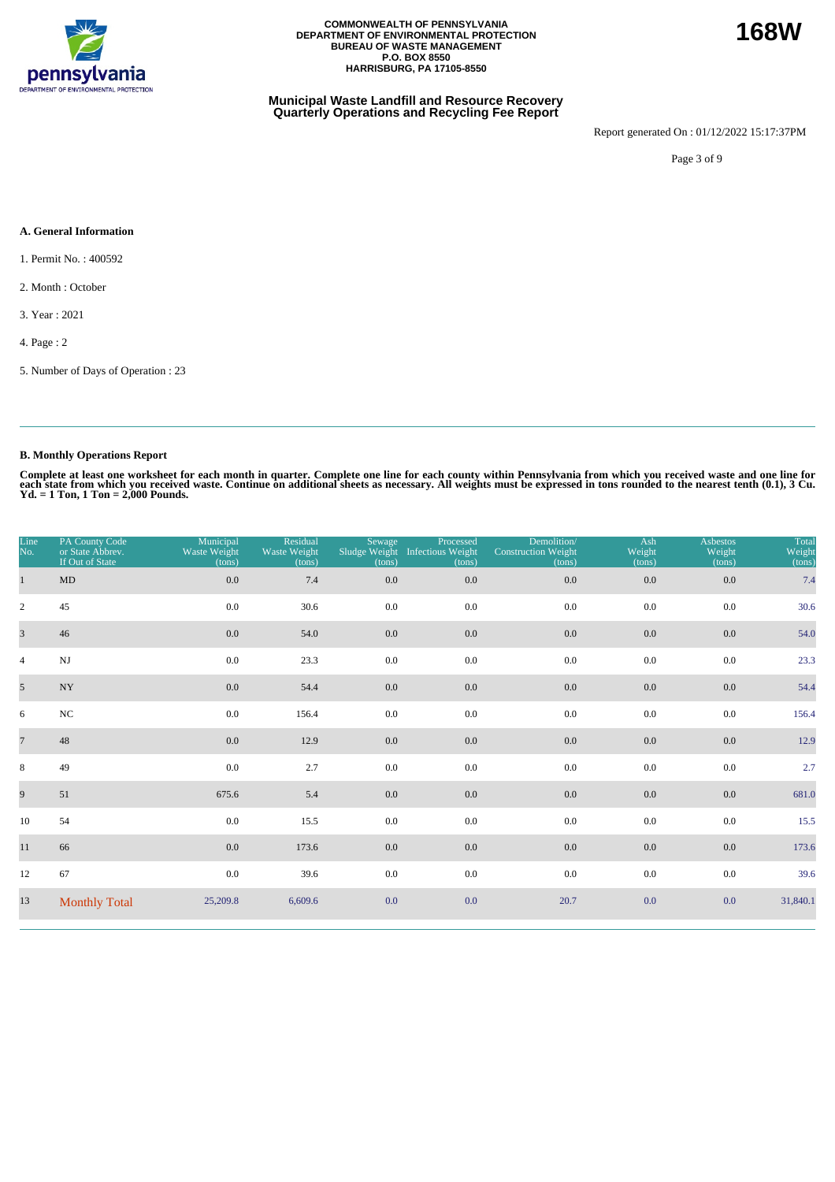**168W**

**COMMONWEALTH OF PENNSYLVANIA**
**DEPARTMENT OF ENVIRONMENTAL PROTECTION**
**BUREAU OF WASTE MANAGEMENT**
**P.O. BOX 8550**
**HARRISBURG, PA 17105-8550**

**Municipal Waste Landfill and Resource Recovery Quarterly Operations and Recycling Fee Report**

Report generated On : 01/12/2022 15:17:37PM

### A. General Information

1. Permit No. : 400592
2. Month : October
3. Year : 2021
4. Page : 2
5. Number of Days of Operation : 23

---

### B. Monthly Operations Report

**Complete at least one worksheet for each month in quarter. Complete one line for each county within Pennsylvania from which you received waste and one line for each state from which you received waste. Continue on additional sheets as necessary. All weights must be expressed in tons rounded to the nearest tenth (0.1), 3 Cu. Yd. = 1 Ton, 1 Ton = 2,000 Pounds.**

| Line No. | PA County Code or State Abbrev. If Out of State | Municipal Waste Weight (tons) | Residual Waste Weight (tons) | Sewage Sludge Weight (tons) | Processed Infectious Weight (tons) | Demolition/ Construction Weight (tons) | Ash Weight (tons) | Asbestos Weight (tons) | Total Weight (tons) |
|---|---|---|---|---|---|---|---|---|---|
| 1 | MD | 0.0 | 7.4 | 0.0 | 0.0 | 0.0 | 0.0 | 0.0 | 7.4 |
| 2 | 45 | 0.0 | 30.6 | 0.0 | 0.0 | 0.0 | 0.0 | 0.0 | 30.6 |
| 3 | 46 | 0.0 | 54.0 | 0.0 | 0.0 | 0.0 | 0.0 | 0.0 | 54.0 |
| 4 | NJ | 0.0 | 23.3 | 0.0 | 0.0 | 0.0 | 0.0 | 0.0 | 23.3 |
| 5 | NY | 0.0 | 54.4 | 0.0 | 0.0 | 0.0 | 0.0 | 0.0 | 54.4 |
| 6 | NC | 0.0 | 156.4 | 0.0 | 0.0 | 0.0 | 0.0 | 0.0 | 156.4 |
| 7 | 48 | 0.0 | 12.9 | 0.0 | 0.0 | 0.0 | 0.0 | 0.0 | 12.9 |
| 8 | 49 | 0.0 | 2.7 | 0.0 | 0.0 | 0.0 | 0.0 | 0.0 | 2.7 |
| 9 | 51 | 675.6 | 5.4 | 0.0 | 0.0 | 0.0 | 0.0 | 0.0 | 681.0 |
| 10 | 54 | 0.0 | 15.5 | 0.0 | 0.0 | 0.0 | 0.0 | 0.0 | 15.5 |
| 11 | 66 | 0.0 | 173.6 | 0.0 | 0.0 | 0.0 | 0.0 | 0.0 | 173.6 |
| 12 | 67 | 0.0 | 39.6 | 0.0 | 0.0 | 0.0 | 0.0 | 0.0 | 39.6 |
| 13 | Monthly Total | 25,209.8 | 6,609.6 | 0.0 | 0.0 | 20.7 | 0.0 | 0.0 | 31,840.1 |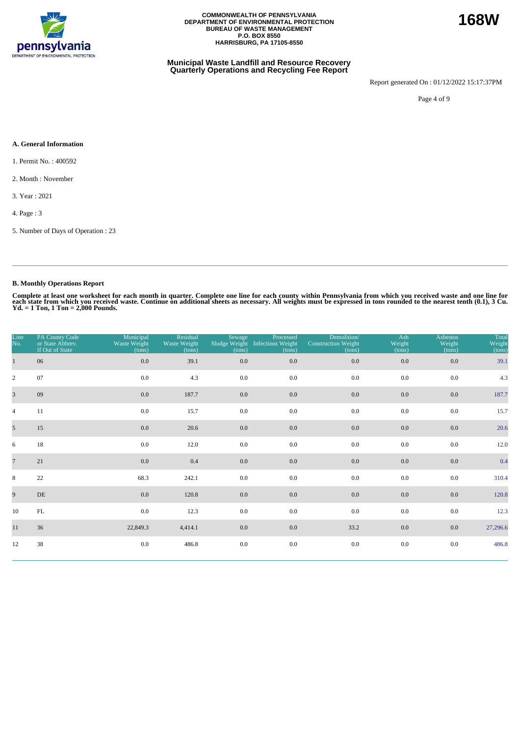COMMONWEALTH OF PENNSYLVANIA
DEPARTMENT OF ENVIRONMENTAL PROTECTION
BUREAU OF WASTE MANAGEMENT
P.O. BOX 8550
HARRISBURG, PA 17105-8550

**168W**

## Municipal Waste Landfill and Resource Recovery Quarterly Operations and Recycling Fee Report

Report generated On : 01/12/2022 15:17:37PM

### A. General Information

1. Permit No. : 400592
2. Month : November
3. Year : 2021
4. Page : 3
5. Number of Days of Operation : 23

### B. Monthly Operations Report

**Complete at least one worksheet for each month in quarter. Complete one line for each county within Pennsylvania from which you received waste and one line for each state from which you received waste. Continue on additional sheets as necessary. All weights must be expressed in tons rounded to the nearest tenth (0.1), 3 Cu. Yd. = 1 Ton, 1 Ton = 2,000 Pounds.**

| Line No. | PA County Code or State Abbrev. If Out of State | Municipal Waste Weight (tons) | Residual Waste Weight (tons) | Sewage Sludge Weight (tons) | Processed Infectious Weight (tons) | Demolition/ Construction Weight (tons) | Ash Weight (tons) | Asbestos Weight (tons) | Total Weight (tons) |
|---|---|---|---|---|---|---|---|---|---|
| 1 | 06 | 0.0 | 39.1 | 0.0 | 0.0 | 0.0 | 0.0 | 0.0 | 39.1 |
| 2 | 07 | 0.0 | 4.3 | 0.0 | 0.0 | 0.0 | 0.0 | 0.0 | 4.3 |
| 3 | 09 | 0.0 | 187.7 | 0.0 | 0.0 | 0.0 | 0.0 | 0.0 | 187.7 |
| 4 | 11 | 0.0 | 15.7 | 0.0 | 0.0 | 0.0 | 0.0 | 0.0 | 15.7 |
| 5 | 15 | 0.0 | 20.6 | 0.0 | 0.0 | 0.0 | 0.0 | 0.0 | 20.6 |
| 6 | 18 | 0.0 | 12.0 | 0.0 | 0.0 | 0.0 | 0.0 | 0.0 | 12.0 |
| 7 | 21 | 0.0 | 0.4 | 0.0 | 0.0 | 0.0 | 0.0 | 0.0 | 0.4 |
| 8 | 22 | 68.3 | 242.1 | 0.0 | 0.0 | 0.0 | 0.0 | 0.0 | 310.4 |
| 9 | DE | 0.0 | 120.8 | 0.0 | 0.0 | 0.0 | 0.0 | 0.0 | 120.8 |
| 10 | FL | 0.0 | 12.3 | 0.0 | 0.0 | 0.0 | 0.0 | 0.0 | 12.3 |
| 11 | 36 | 22,849.3 | 4,414.1 | 0.0 | 0.0 | 33.2 | 0.0 | 0.0 | 27,296.6 |
| 12 | 38 | 0.0 | 486.8 | 0.0 | 0.0 | 0.0 | 0.0 | 0.0 | 486.8 |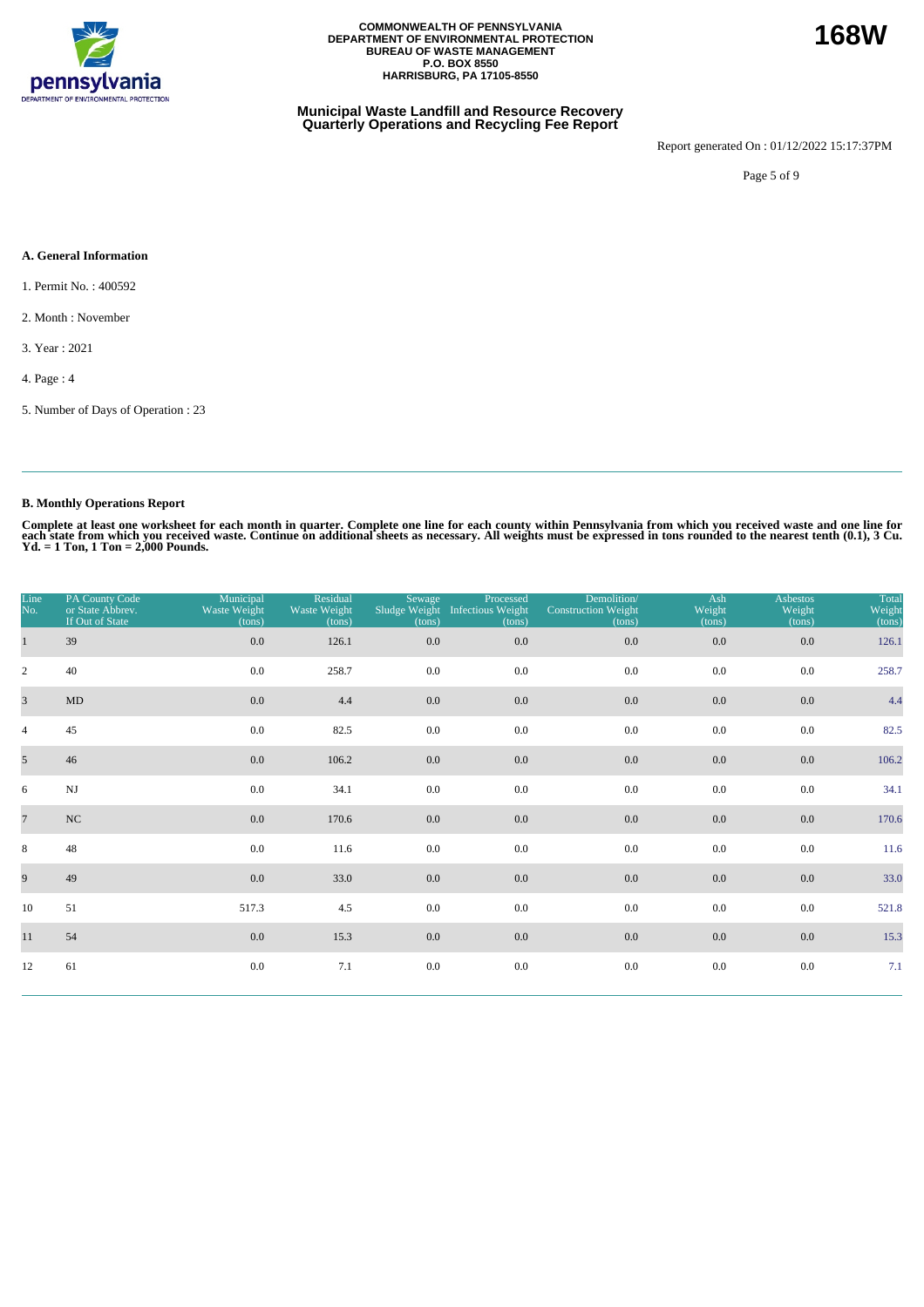COMMONWEALTH OF PENNSYLVANIA
DEPARTMENT OF ENVIRONMENTAL PROTECTION
BUREAU OF WASTE MANAGEMENT
P.O. BOX 8550
HARRISBURG, PA 17105-8550

**168W**

## Municipal Waste Landfill and Resource Recovery Quarterly Operations and Recycling Fee Report

Report generated On : 01/12/2022 15:17:37PM

### A. General Information

1. Permit No. : 400592
2. Month : November
3. Year : 2021
4. Page : 4
5. Number of Days of Operation : 23

### B. Monthly Operations Report

**Complete at least one worksheet for each month in quarter. Complete one line for each county within Pennsylvania from which you received waste and one line for each state from which you received waste. Continue on additional sheets as necessary. All weights must be expressed in tons rounded to the nearest tenth (0.1), 3 Cu. Yd. = 1 Ton, 1 Ton = 2,000 Pounds.**

| Line No. | PA County Code or State Abbrev. If Out of State | Municipal Waste Weight (tons) | Residual Waste Weight (tons) | Sewage Sludge Weight (tons) | Processed Infectious Weight (tons) | Demolition/ Construction Weight (tons) | Ash Weight (tons) | Asbestos Weight (tons) | Total Weight (tons) |
|---|---|---|---|---|---|---|---|---|---|
| 1 | 39 | 0.0 | 126.1 | 0.0 | 0.0 | 0.0 | 0.0 | 0.0 | 126.1 |
| 2 | 40 | 0.0 | 258.7 | 0.0 | 0.0 | 0.0 | 0.0 | 0.0 | 258.7 |
| 3 | MD | 0.0 | 4.4 | 0.0 | 0.0 | 0.0 | 0.0 | 0.0 | 4.4 |
| 4 | 45 | 0.0 | 82.5 | 0.0 | 0.0 | 0.0 | 0.0 | 0.0 | 82.5 |
| 5 | 46 | 0.0 | 106.2 | 0.0 | 0.0 | 0.0 | 0.0 | 0.0 | 106.2 |
| 6 | NJ | 0.0 | 34.1 | 0.0 | 0.0 | 0.0 | 0.0 | 0.0 | 34.1 |
| 7 | NC | 0.0 | 170.6 | 0.0 | 0.0 | 0.0 | 0.0 | 0.0 | 170.6 |
| 8 | 48 | 0.0 | 11.6 | 0.0 | 0.0 | 0.0 | 0.0 | 0.0 | 11.6 |
| 9 | 49 | 0.0 | 33.0 | 0.0 | 0.0 | 0.0 | 0.0 | 0.0 | 33.0 |
| 10 | 51 | 517.3 | 4.5 | 0.0 | 0.0 | 0.0 | 0.0 | 0.0 | 521.8 |
| 11 | 54 | 0.0 | 15.3 | 0.0 | 0.0 | 0.0 | 0.0 | 0.0 | 15.3 |
| 12 | 61 | 0.0 | 7.1 | 0.0 | 0.0 | 0.0 | 0.0 | 0.0 | 7.1 |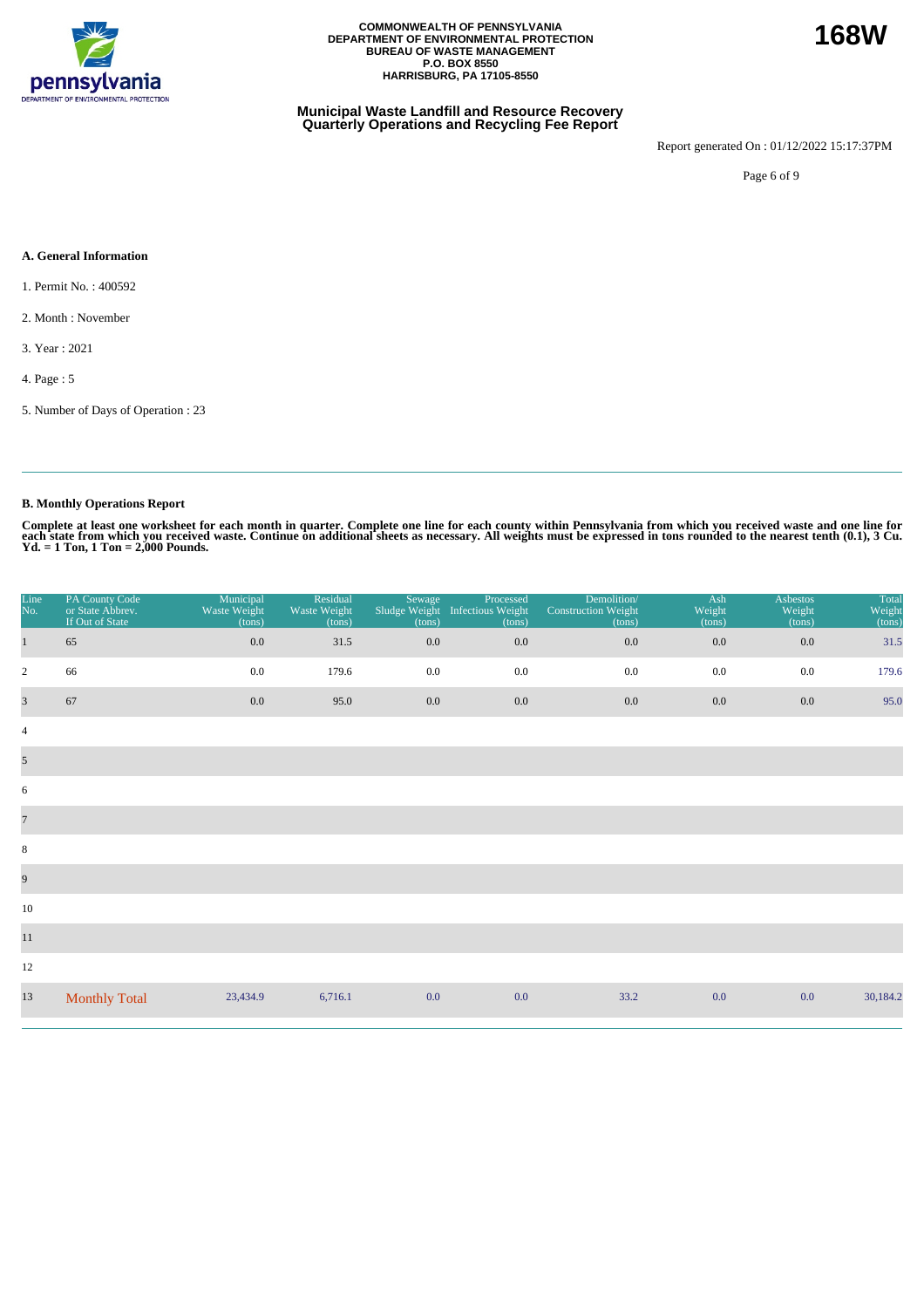**168W**

COMMONWEALTH OF PENNSYLVANIA
DEPARTMENT OF ENVIRONMENTAL PROTECTION
BUREAU OF WASTE MANAGEMENT
P.O. BOX 8550
HARRISBURG, PA 17105-8550

## Municipal Waste Landfill and Resource Recovery Quarterly Operations and Recycling Fee Report

Report generated On : 01/12/2022 15:17:37PM

### A. General Information

1. Permit No. : 400592

2. Month : November

3. Year : 2021

4. Page : 5

5. Number of Days of Operation : 23

### B. Monthly Operations Report

**Complete at least one worksheet for each month in quarter. Complete one line for each county within Pennsylvania from which you received waste and one line for each state from which you received waste. Continue on additional sheets as necessary. All weights must be expressed in tons rounded to the nearest tenth (0.1), 3 Cu. Yd. = 1 Ton, 1 Ton = 2,000 Pounds.**

| Line No. | PA County Code or State Abbrev. If Out of State | Municipal Waste Weight (tons) | Residual Waste Weight (tons) | Sewage Sludge Weight (tons) | Processed Infectious Weight (tons) | Demolition/ Construction Weight (tons) | Ash Weight (tons) | Asbestos Weight (tons) | Total Weight (tons) |
|---|---|---|---|---|---|---|---|---|---|
| 1 | 65 | 0.0 | 31.5 | 0.0 | 0.0 | 0.0 | 0.0 | 0.0 | 31.5 |
| 2 | 66 | 0.0 | 179.6 | 0.0 | 0.0 | 0.0 | 0.0 | 0.0 | 179.6 |
| 3 | 67 | 0.0 | 95.0 | 0.0 | 0.0 | 0.0 | 0.0 | 0.0 | 95.0 |
| 4 | | | | | | | | | |
| 5 | | | | | | | | | |
| 6 | | | | | | | | | |
| 7 | | | | | | | | | |
| 8 | | | | | | | | | |
| 9 | | | | | | | | | |
| 10 | | | | | | | | | |
| 11 | | | | | | | | | |
| 12 | | | | | | | | | |
| 13 | Monthly Total | 23,434.9 | 6,716.1 | 0.0 | 0.0 | 33.2 | 0.0 | 0.0 | 30,184.2 |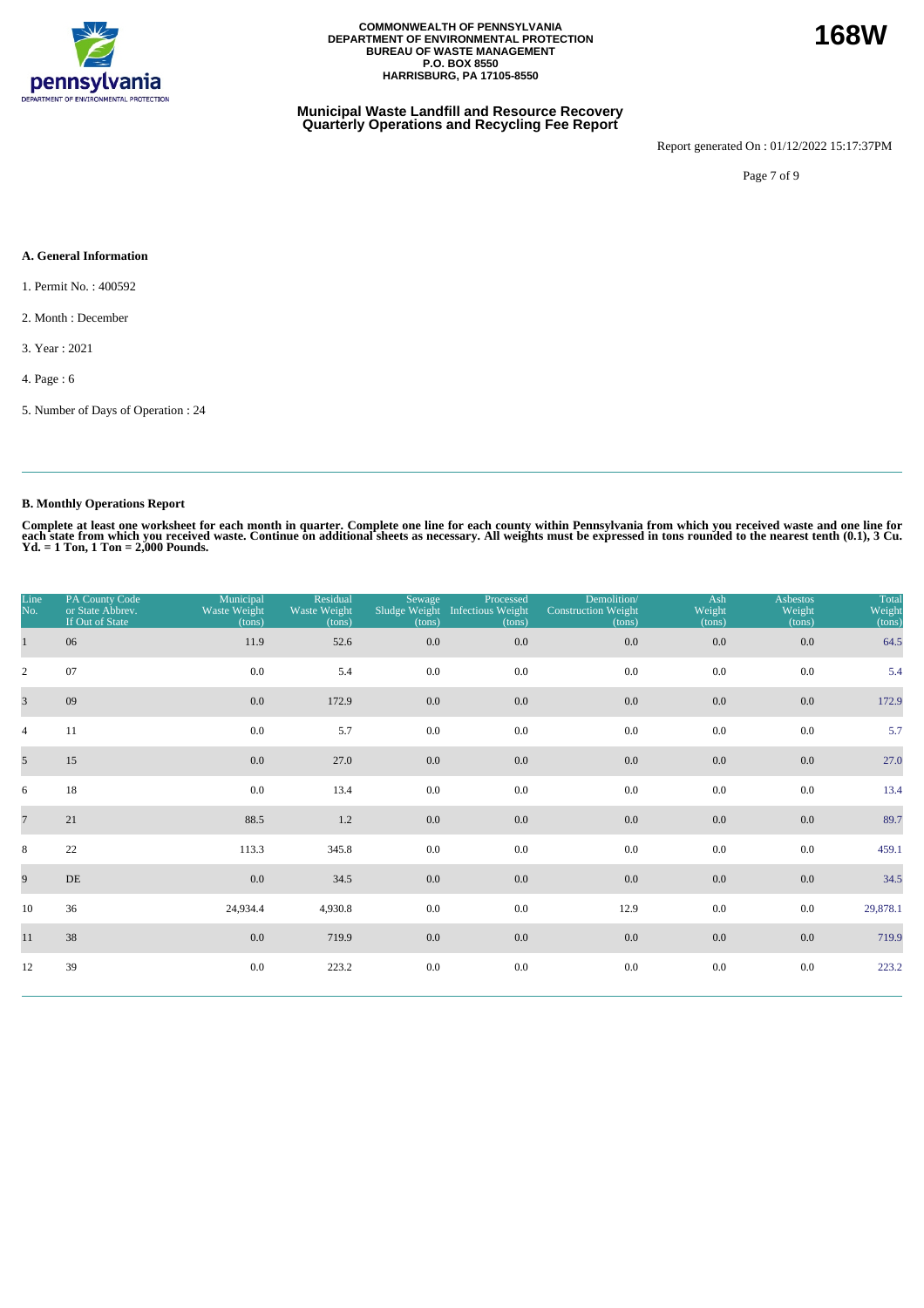COMMONWEALTH OF PENNSYLVANIA
DEPARTMENT OF ENVIRONMENTAL PROTECTION
BUREAU OF WASTE MANAGEMENT
P.O. BOX 8550
HARRISBURG, PA 17105-8550

**168W**

## Municipal Waste Landfill and Resource Recovery Quarterly Operations and Recycling Fee Report

Report generated On : 01/12/2022 15:17:37PM

### A. General Information

1. Permit No. : 400592

2. Month : December

3. Year : 2021

4. Page : 6

5. Number of Days of Operation : 24

### B. Monthly Operations Report

**Complete at least one worksheet for each month in quarter. Complete one line for each county within Pennsylvania from which you received waste and one line for each state from which you received waste. Continue on additional sheets as necessary. All weights must be expressed in tons rounded to the nearest tenth (0.1), 3 Cu. Yd. = 1 Ton, 1 Ton = 2,000 Pounds.**

| Line No. | PA County Code or State Abbrev. If Out of State | Municipal Waste Weight (tons) | Residual Waste Weight (tons) | Sewage Sludge Weight (tons) | Processed Infectious Weight (tons) | Demolition/ Construction Weight (tons) | Ash Weight (tons) | Asbestos Weight (tons) | Total Weight (tons) |
|---|---|---|---|---|---|---|---|---|---|
| 1 | 06 | 11.9 | 52.6 | 0.0 | 0.0 | 0.0 | 0.0 | 0.0 | 64.5 |
| 2 | 07 | 0.0 | 5.4 | 0.0 | 0.0 | 0.0 | 0.0 | 0.0 | 5.4 |
| 3 | 09 | 0.0 | 172.9 | 0.0 | 0.0 | 0.0 | 0.0 | 0.0 | 172.9 |
| 4 | 11 | 0.0 | 5.7 | 0.0 | 0.0 | 0.0 | 0.0 | 0.0 | 5.7 |
| 5 | 15 | 0.0 | 27.0 | 0.0 | 0.0 | 0.0 | 0.0 | 0.0 | 27.0 |
| 6 | 18 | 0.0 | 13.4 | 0.0 | 0.0 | 0.0 | 0.0 | 0.0 | 13.4 |
| 7 | 21 | 88.5 | 1.2 | 0.0 | 0.0 | 0.0 | 0.0 | 0.0 | 89.7 |
| 8 | 22 | 113.3 | 345.8 | 0.0 | 0.0 | 0.0 | 0.0 | 0.0 | 459.1 |
| 9 | DE | 0.0 | 34.5 | 0.0 | 0.0 | 0.0 | 0.0 | 0.0 | 34.5 |
| 10 | 36 | 24,934.4 | 4,930.8 | 0.0 | 0.0 | 12.9 | 0.0 | 0.0 | 29,878.1 |
| 11 | 38 | 0.0 | 719.9 | 0.0 | 0.0 | 0.0 | 0.0 | 0.0 | 719.9 |
| 12 | 39 | 0.0 | 223.2 | 0.0 | 0.0 | 0.0 | 0.0 | 0.0 | 223.2 |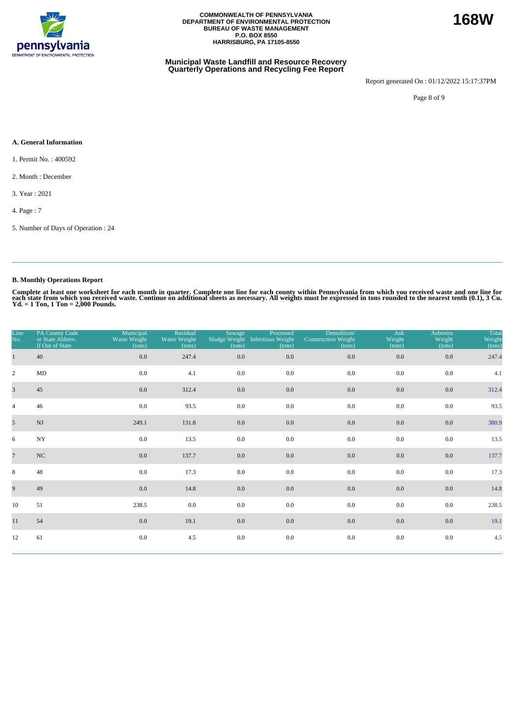COMMONWEALTH OF PENNSYLVANIA
DEPARTMENT OF ENVIRONMENTAL PROTECTION
BUREAU OF WASTE MANAGEMENT
P.O. BOX 8550
HARRISBURG, PA 17105-8550

**168W**

## Municipal Waste Landfill and Resource Recovery Quarterly Operations and Recycling Fee Report

Report generated On : 01/12/2022 15:17:37PM

### A. General Information

1. Permit No. : 400592

2. Month : December

3. Year : 2021

4. Page : 7

5. Number of Days of Operation : 24

### B. Monthly Operations Report

**Complete at least one worksheet for each month in quarter. Complete one line for each county within Pennsylvania from which you received waste and one line for each state from which you received waste. Continue on additional sheets as necessary. All weights must be expressed in tons rounded to the nearest tenth (0.1), 3 Cu. Yd. = 1 Ton, 1 Ton = 2,000 Pounds.**

| Line No. | PA County Code or State Abbrev. If Out of State | Municipal Waste Weight (tons) | Residual Waste Weight (tons) | Sewage Sludge Weight (tons) | Processed Infectious Weight (tons) | Demolition/ Construction Weight (tons) | Ash Weight (tons) | Asbestos Weight (tons) | Total Weight (tons) |
|---|---|---|---|---|---|---|---|---|---|
| 1 | 40 | 0.0 | 247.4 | 0.0 | 0.0 | 0.0 | 0.0 | 0.0 | 247.4 |
| 2 | MD | 0.0 | 4.1 | 0.0 | 0.0 | 0.0 | 0.0 | 0.0 | 4.1 |
| 3 | 45 | 0.0 | 312.4 | 0.0 | 0.0 | 0.0 | 0.0 | 0.0 | 312.4 |
| 4 | 46 | 0.0 | 93.5 | 0.0 | 0.0 | 0.0 | 0.0 | 0.0 | 93.5 |
| 5 | NJ | 249.1 | 131.8 | 0.0 | 0.0 | 0.0 | 0.0 | 0.0 | 380.9 |
| 6 | NY | 0.0 | 13.5 | 0.0 | 0.0 | 0.0 | 0.0 | 0.0 | 13.5 |
| 7 | NC | 0.0 | 137.7 | 0.0 | 0.0 | 0.0 | 0.0 | 0.0 | 137.7 |
| 8 | 48 | 0.0 | 17.3 | 0.0 | 0.0 | 0.0 | 0.0 | 0.0 | 17.3 |
| 9 | 49 | 0.0 | 14.8 | 0.0 | 0.0 | 0.0 | 0.0 | 0.0 | 14.8 |
| 10 | 51 | 238.5 | 0.0 | 0.0 | 0.0 | 0.0 | 0.0 | 0.0 | 238.5 |
| 11 | 54 | 0.0 | 19.1 | 0.0 | 0.0 | 0.0 | 0.0 | 0.0 | 19.1 |
| 12 | 61 | 0.0 | 4.5 | 0.0 | 0.0 | 0.0 | 0.0 | 0.0 | 4.5 |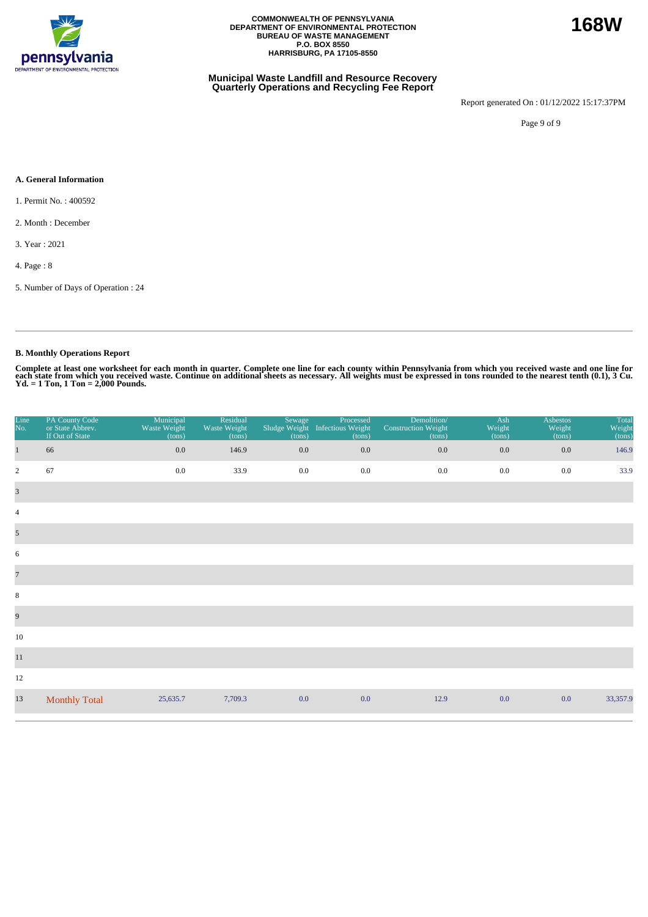COMMONWEALTH OF PENNSYLVANIA
DEPARTMENT OF ENVIRONMENTAL PROTECTION
BUREAU OF WASTE MANAGEMENT
P.O. BOX 8550
HARRISBURG, PA 17105-8550

**168W**

## Municipal Waste Landfill and Resource Recovery Quarterly Operations and Recycling Fee Report

Report generated On : 01/12/2022 15:17:37PM

### A. General Information

1. Permit No. : 400592
2. Month : December
3. Year : 2021
4. Page : 8
5. Number of Days of Operation : 24

### B. Monthly Operations Report

**Complete at least one worksheet for each month in quarter. Complete one line for each county within Pennsylvania from which you received waste and one line for each state from which you received waste. Continue on additional sheets as necessary. All weights must be expressed in tons rounded to the nearest tenth (0.1), 3 Cu. Yd. = 1 Ton, 1 Ton = 2,000 Pounds.**

| Line No. | PA County Code or State Abbrev. If Out of State | Municipal Waste Weight (tons) | Residual Waste Weight (tons) | Sewage Sludge Weight (tons) | Processed Infectious Weight (tons) | Demolition/ Construction Weight (tons) | Ash Weight (tons) | Asbestos Weight (tons) | Total Weight (tons) |
|---|---|---|---|---|---|---|---|---|---|
| 1 | 66 | 0.0 | 146.9 | 0.0 | 0.0 | 0.0 | 0.0 | 0.0 | 146.9 |
| 2 | 67 | 0.0 | 33.9 | 0.0 | 0.0 | 0.0 | 0.0 | 0.0 | 33.9 |
| 3 | | | | | | | | | |
| 4 | | | | | | | | | |
| 5 | | | | | | | | | |
| 6 | | | | | | | | | |
| 7 | | | | | | | | | |
| 8 | | | | | | | | | |
| 9 | | | | | | | | | |
| 10 | | | | | | | | | |
| 11 | | | | | | | | | |
| 12 | | | | | | | | | |
| 13 | Monthly Total | 25,635.7 | 7,709.3 | 0.0 | 0.0 | 12.9 | 0.0 | 0.0 | 33,357.9 |